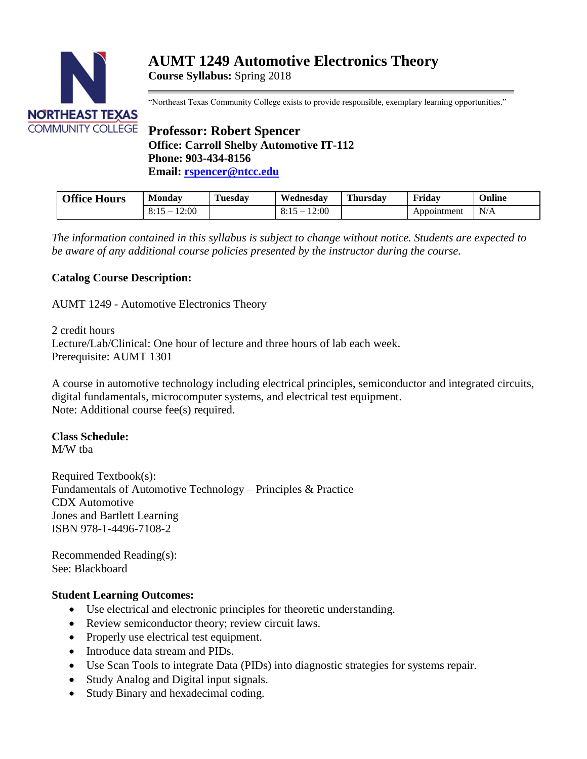# AUMT 1249 Automotive Electronics Theory

**Course Syllabus:** Spring 2018

"Northeast Texas Community College exists to provide responsible, exemplary learning opportunities."

## Professor: Robert Spencer

**Office: Carroll Shelby Automotive IT-112**
**Phone: 903-434-8156**
**Email: rspencer@ntcc.edu**

| Office Hours | Monday | Tuesday | Wednesday | Thursday | Friday | Online |
|---|---|---|---|---|---|---|
| | 8:15 – 12:00 | | 8:15 – 12:00 | | Appointment | N/A |

*The information contained in this syllabus is subject to change without notice. Students are expected to be aware of any additional course policies presented by the instructor during the course.*

**Catalog Course Description:**

AUMT 1249 - Automotive Electronics Theory

2 credit hours
Lecture/Lab/Clinical: One hour of lecture and three hours of lab each week.
Prerequisite: AUMT 1301

A course in automotive technology including electrical principles, semiconductor and integrated circuits, digital fundamentals, microcomputer systems, and electrical test equipment.
Note: Additional course fee(s) required.

**Class Schedule:**
M/W tba

Required Textbook(s):
Fundamentals of Automotive Technology – Principles & Practice
CDX Automotive
Jones and Bartlett Learning
ISBN 978-1-4496-7108-2

Recommended Reading(s):
See: Blackboard

**Student Learning Outcomes:**

- Use electrical and electronic principles for theoretic understanding.
- Review semiconductor theory; review circuit laws.
- Properly use electrical test equipment.
- Introduce data stream and PIDs.
- Use Scan Tools to integrate Data (PIDs) into diagnostic strategies for systems repair.
- Study Analog and Digital input signals.
- Study Binary and hexadecimal coding.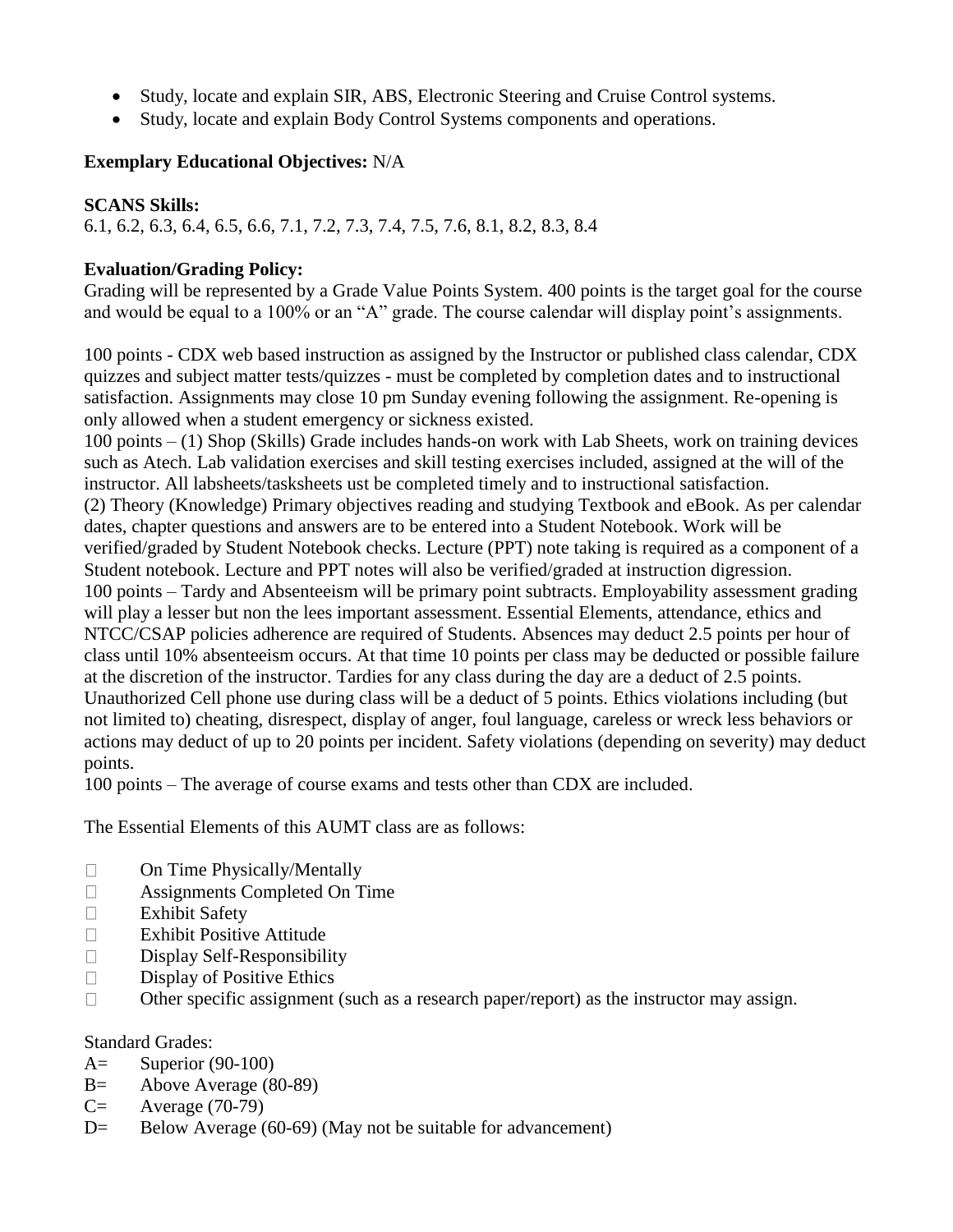- Study, locate and explain SIR, ABS, Electronic Steering and Cruise Control systems.
- Study, locate and explain Body Control Systems components and operations.

**Exemplary Educational Objectives:** N/A

**SCANS Skills:**
6.1, 6.2, 6.3, 6.4, 6.5, 6.6, 7.1, 7.2, 7.3, 7.4, 7.5, 7.6, 8.1, 8.2, 8.3, 8.4

**Evaluation/Grading Policy:**
Grading will be represented by a Grade Value Points System. 400 points is the target goal for the course and would be equal to a 100% or an "A" grade. The course calendar will display point's assignments.

100 points - CDX web based instruction as assigned by the Instructor or published class calendar, CDX quizzes and subject matter tests/quizzes - must be completed by completion dates and to instructional satisfaction. Assignments may close 10 pm Sunday evening following the assignment. Re-opening is only allowed when a student emergency or sickness existed.
100 points – (1) Shop (Skills) Grade includes hands-on work with Lab Sheets, work on training devices such as Atech. Lab validation exercises and skill testing exercises included, assigned at the will of the instructor. All labsheets/tasksheets ust be completed timely and to instructional satisfaction.
(2) Theory (Knowledge) Primary objectives reading and studying Textbook and eBook. As per calendar dates, chapter questions and answers are to be entered into a Student Notebook. Work will be verified/graded by Student Notebook checks. Lecture (PPT) note taking is required as a component of a Student notebook. Lecture and PPT notes will also be verified/graded at instruction digression.
100 points – Tardy and Absenteeism will be primary point subtracts. Employability assessment grading will play a lesser but non the lees important assessment. Essential Elements, attendance, ethics and NTCC/CSAP policies adherence are required of Students. Absences may deduct 2.5 points per hour of class until 10% absenteeism occurs. At that time 10 points per class may be deducted or possible failure at the discretion of the instructor. Tardies for any class during the day are a deduct of 2.5 points. Unauthorized Cell phone use during class will be a deduct of 5 points. Ethics violations including (but not limited to) cheating, disrespect, display of anger, foul language, careless or wreck less behaviors or actions may deduct of up to 20 points per incident. Safety violations (depending on severity) may deduct points.
100 points – The average of course exams and tests other than CDX are included.

The Essential Elements of this AUMT class are as follows:

- On Time Physically/Mentally
- Assignments Completed On Time
- Exhibit Safety
- Exhibit Positive Attitude
- Display Self-Responsibility
- Display of Positive Ethics
- Other specific assignment (such as a research paper/report) as the instructor may assign.

Standard Grades:
A= Superior (90-100)
B= Above Average (80-89)
C= Average (70-79)
D= Below Average (60-69) (May not be suitable for advancement)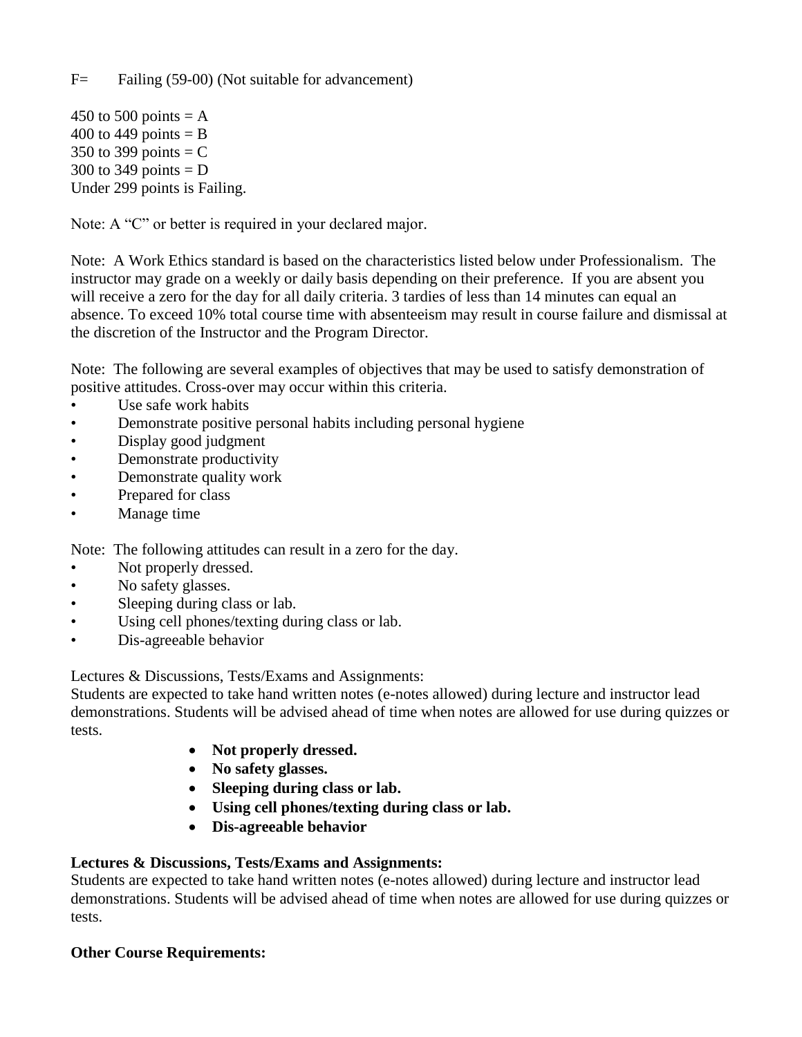F= Failing (59-00) (Not suitable for advancement)

450 to 500 points = A
400 to 449 points = B
350 to 399 points = C
300 to 349 points = D
Under 299 points is Failing.

Note: A "C" or better is required in your declared major.

Note: A Work Ethics standard is based on the characteristics listed below under Professionalism. The instructor may grade on a weekly or daily basis depending on their preference. If you are absent you will receive a zero for the day for all daily criteria. 3 tardies of less than 14 minutes can equal an absence. To exceed 10% total course time with absenteeism may result in course failure and dismissal at the discretion of the Instructor and the Program Director.

Note: The following are several examples of objectives that may be used to satisfy demonstration of positive attitudes. Cross-over may occur within this criteria.

- Use safe work habits
- Demonstrate positive personal habits including personal hygiene
- Display good judgment
- Demonstrate productivity
- Demonstrate quality work
- Prepared for class
- Manage time

Note: The following attitudes can result in a zero for the day.

- Not properly dressed.
- No safety glasses.
- Sleeping during class or lab.
- Using cell phones/texting during class or lab.
- Dis-agreeable behavior

Lectures & Discussions, Tests/Exams and Assignments:
Students are expected to take hand written notes (e-notes allowed) during lecture and instructor lead demonstrations. Students will be advised ahead of time when notes are allowed for use during quizzes or tests.

- **Not properly dressed.**
- **No safety glasses.**
- **Sleeping during class or lab.**
- **Using cell phones/texting during class or lab.**
- **Dis-agreeable behavior**

**Lectures & Discussions, Tests/Exams and Assignments:**
Students are expected to take hand written notes (e-notes allowed) during lecture and instructor lead demonstrations. Students will be advised ahead of time when notes are allowed for use during quizzes or tests.

**Other Course Requirements:**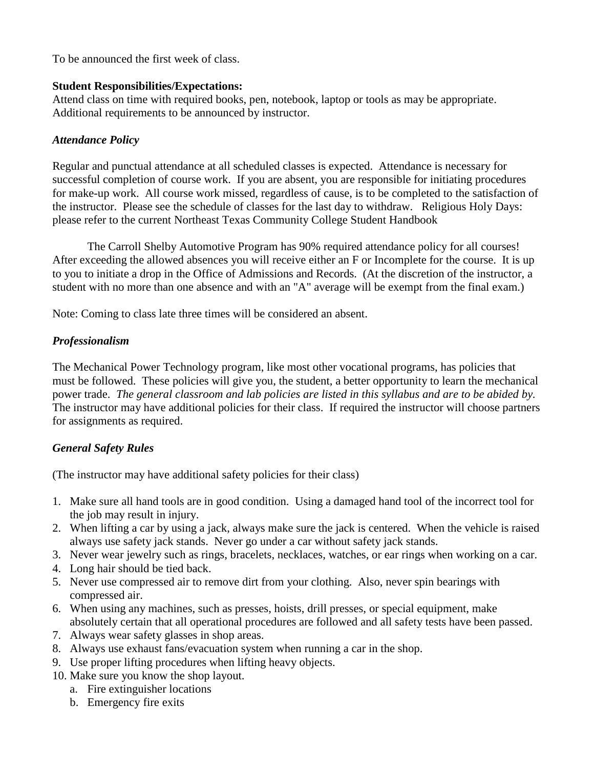To be announced the first week of class.

**Student Responsibilities/Expectations:**
Attend class on time with required books, pen, notebook, laptop or tools as may be appropriate. Additional requirements to be announced by instructor.

***Attendance Policy***

Regular and punctual attendance at all scheduled classes is expected. Attendance is necessary for successful completion of course work. If you are absent, you are responsible for initiating procedures for make-up work. All course work missed, regardless of cause, is to be completed to the satisfaction of the instructor. Please see the schedule of classes for the last day to withdraw. Religious Holy Days: please refer to the current Northeast Texas Community College Student Handbook

The Carroll Shelby Automotive Program has 90% required attendance policy for all courses! After exceeding the allowed absences you will receive either an F or Incomplete for the course. It is up to you to initiate a drop in the Office of Admissions and Records. (At the discretion of the instructor, a student with no more than one absence and with an "A" average will be exempt from the final exam.)

Note: Coming to class late three times will be considered an absent.

***Professionalism***

The Mechanical Power Technology program, like most other vocational programs, has policies that must be followed. These policies will give you, the student, a better opportunity to learn the mechanical power trade. *The general classroom and lab policies are listed in this syllabus and are to be abided by.* The instructor may have additional policies for their class. If required the instructor will choose partners for assignments as required.

***General Safety Rules***

(The instructor may have additional safety policies for their class)

1. Make sure all hand tools are in good condition. Using a damaged hand tool of the incorrect tool for the job may result in injury.
2. When lifting a car by using a jack, always make sure the jack is centered. When the vehicle is raised always use safety jack stands. Never go under a car without safety jack stands.
3. Never wear jewelry such as rings, bracelets, necklaces, watches, or ear rings when working on a car.
4. Long hair should be tied back.
5. Never use compressed air to remove dirt from your clothing. Also, never spin bearings with compressed air.
6. When using any machines, such as presses, hoists, drill presses, or special equipment, make absolutely certain that all operational procedures are followed and all safety tests have been passed.
7. Always wear safety glasses in shop areas.
8. Always use exhaust fans/evacuation system when running a car in the shop.
9. Use proper lifting procedures when lifting heavy objects.
10. Make sure you know the shop layout.
    a. Fire extinguisher locations
    b. Emergency fire exits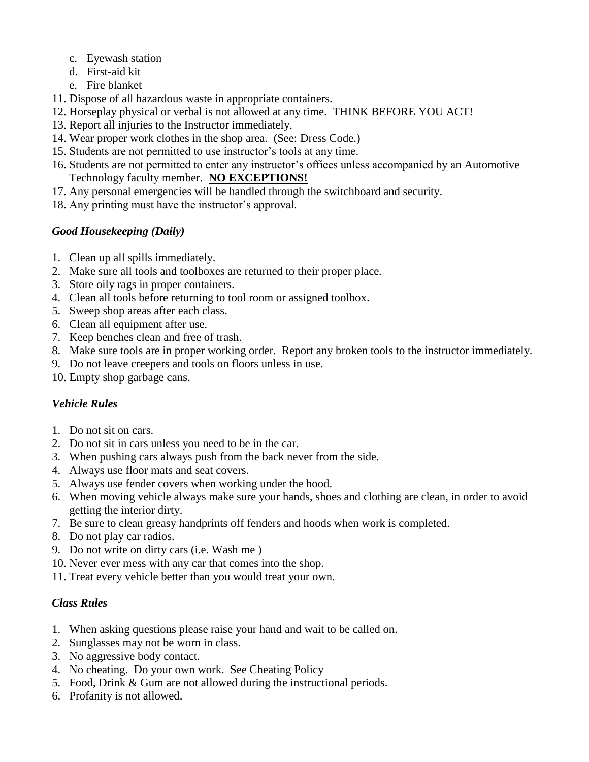c. Eyewash station
d. First-aid kit
e. Fire blanket

11. Dispose of all hazardous waste in appropriate containers.
12. Horseplay physical or verbal is not allowed at any time. THINK BEFORE YOU ACT!
13. Report all injuries to the Instructor immediately.
14. Wear proper work clothes in the shop area. (See: Dress Code.)
15. Students are not permitted to use instructor's tools at any time.
16. Students are not permitted to enter any instructor's offices unless accompanied by an Automotive Technology faculty member. **NO EXCEPTIONS!**
17. Any personal emergencies will be handled through the switchboard and security.
18. Any printing must have the instructor's approval.

### *Good Housekeeping (Daily)*

1. Clean up all spills immediately.
2. Make sure all tools and toolboxes are returned to their proper place.
3. Store oily rags in proper containers.
4. Clean all tools before returning to tool room or assigned toolbox.
5. Sweep shop areas after each class.
6. Clean all equipment after use.
7. Keep benches clean and free of trash.
8. Make sure tools are in proper working order. Report any broken tools to the instructor immediately.
9. Do not leave creepers and tools on floors unless in use.
10. Empty shop garbage cans.

### *Vehicle Rules*

1. Do not sit on cars.
2. Do not sit in cars unless you need to be in the car.
3. When pushing cars always push from the back never from the side.
4. Always use floor mats and seat covers.
5. Always use fender covers when working under the hood.
6. When moving vehicle always make sure your hands, shoes and clothing are clean, in order to avoid getting the interior dirty.
7. Be sure to clean greasy handprints off fenders and hoods when work is completed.
8. Do not play car radios.
9. Do not write on dirty cars (i.e. Wash me )
10. Never ever mess with any car that comes into the shop.
11. Treat every vehicle better than you would treat your own.

### *Class Rules*

1. When asking questions please raise your hand and wait to be called on.
2. Sunglasses may not be worn in class.
3. No aggressive body contact.
4. No cheating. Do your own work. See Cheating Policy
5. Food, Drink & Gum are not allowed during the instructional periods.
6. Profanity is not allowed.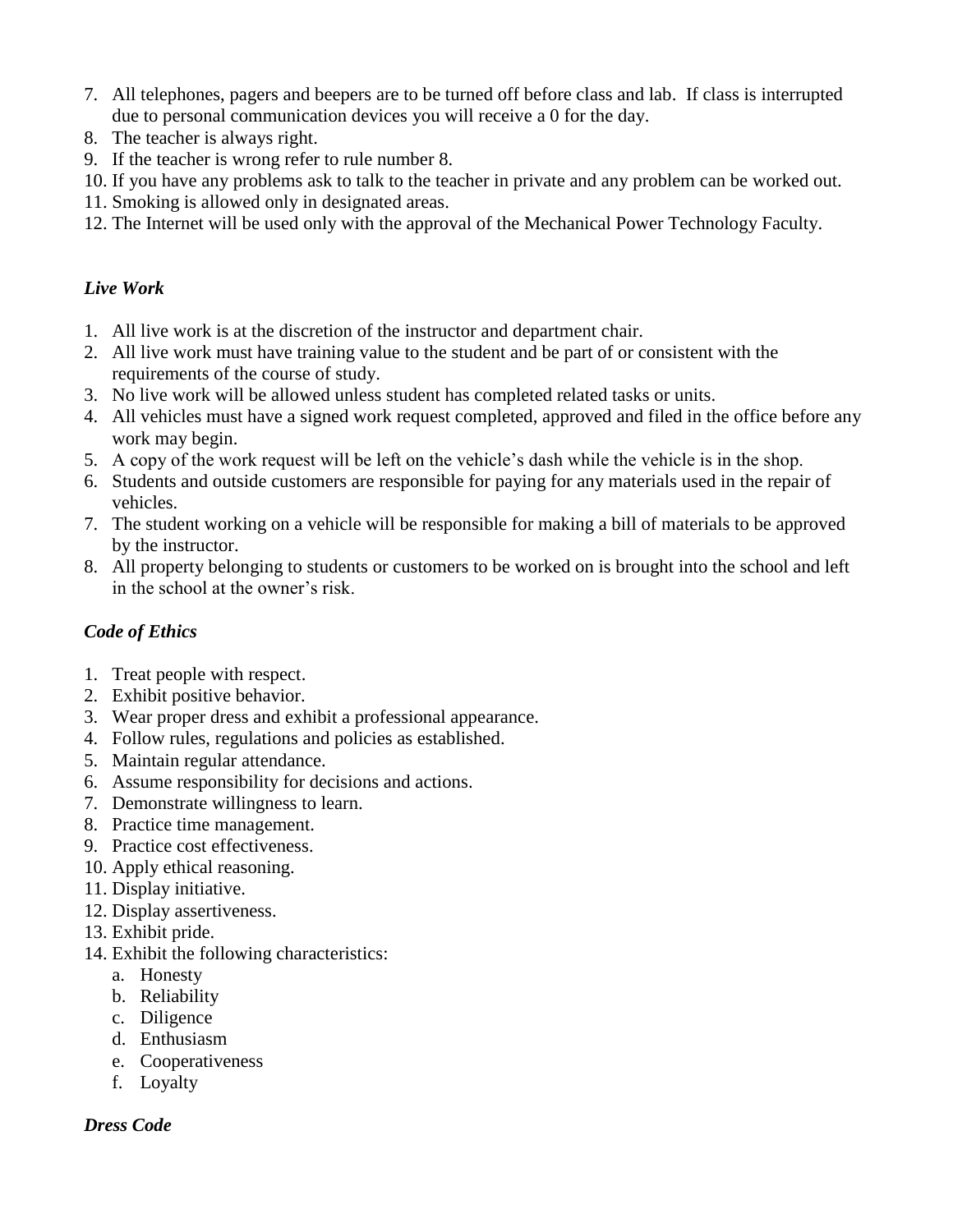7. All telephones, pagers and beepers are to be turned off before class and lab. If class is interrupted due to personal communication devices you will receive a 0 for the day.
8. The teacher is always right.
9. If the teacher is wrong refer to rule number 8.
10. If you have any problems ask to talk to the teacher in private and any problem can be worked out.
11. Smoking is allowed only in designated areas.
12. The Internet will be used only with the approval of the Mechanical Power Technology Faculty.

### *Live Work*

1. All live work is at the discretion of the instructor and department chair.
2. All live work must have training value to the student and be part of or consistent with the requirements of the course of study.
3. No live work will be allowed unless student has completed related tasks or units.
4. All vehicles must have a signed work request completed, approved and filed in the office before any work may begin.
5. A copy of the work request will be left on the vehicle's dash while the vehicle is in the shop.
6. Students and outside customers are responsible for paying for any materials used in the repair of vehicles.
7. The student working on a vehicle will be responsible for making a bill of materials to be approved by the instructor.
8. All property belonging to students or customers to be worked on is brought into the school and left in the school at the owner's risk.

### *Code of Ethics*

1. Treat people with respect.
2. Exhibit positive behavior.
3. Wear proper dress and exhibit a professional appearance.
4. Follow rules, regulations and policies as established.
5. Maintain regular attendance.
6. Assume responsibility for decisions and actions.
7. Demonstrate willingness to learn.
8. Practice time management.
9. Practice cost effectiveness.
10. Apply ethical reasoning.
11. Display initiative.
12. Display assertiveness.
13. Exhibit pride.
14. Exhibit the following characteristics:
    a. Honesty
    b. Reliability
    c. Diligence
    d. Enthusiasm
    e. Cooperativeness
    f. Loyalty

### *Dress Code*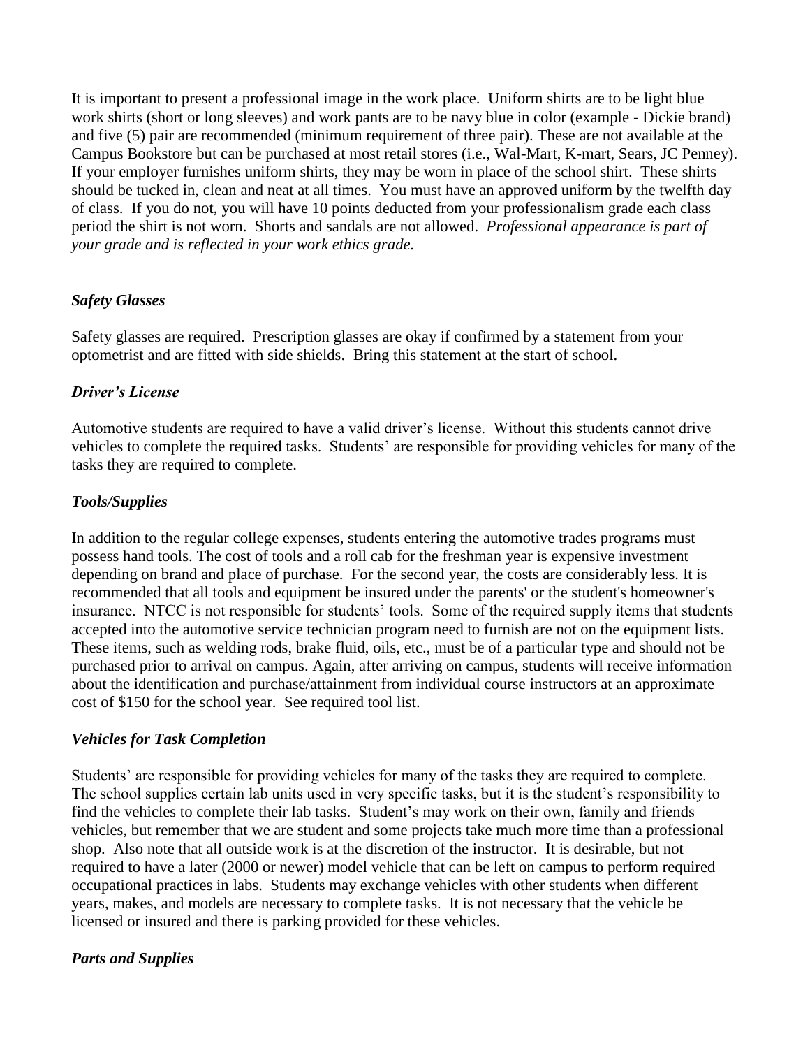It is important to present a professional image in the work place. Uniform shirts are to be light blue work shirts (short or long sleeves) and work pants are to be navy blue in color (example - Dickie brand) and five (5) pair are recommended (minimum requirement of three pair). These are not available at the Campus Bookstore but can be purchased at most retail stores (i.e., Wal-Mart, K-mart, Sears, JC Penney). If your employer furnishes uniform shirts, they may be worn in place of the school shirt. These shirts should be tucked in, clean and neat at all times. You must have an approved uniform by the twelfth day of class. If you do not, you will have 10 points deducted from your professionalism grade each class period the shirt is not worn. Shorts and sandals are not allowed. *Professional appearance is part of your grade and is reflected in your work ethics grade.*

### *Safety Glasses*

Safety glasses are required. Prescription glasses are okay if confirmed by a statement from your optometrist and are fitted with side shields. Bring this statement at the start of school.

### *Driver's License*

Automotive students are required to have a valid driver's license. Without this students cannot drive vehicles to complete the required tasks. Students' are responsible for providing vehicles for many of the tasks they are required to complete.

### *Tools/Supplies*

In addition to the regular college expenses, students entering the automotive trades programs must possess hand tools. The cost of tools and a roll cab for the freshman year is expensive investment depending on brand and place of purchase. For the second year, the costs are considerably less. It is recommended that all tools and equipment be insured under the parents' or the student's homeowner's insurance. NTCC is not responsible for students' tools. Some of the required supply items that students accepted into the automotive service technician program need to furnish are not on the equipment lists. These items, such as welding rods, brake fluid, oils, etc., must be of a particular type and should not be purchased prior to arrival on campus. Again, after arriving on campus, students will receive information about the identification and purchase/attainment from individual course instructors at an approximate cost of $150 for the school year. See required tool list.

### *Vehicles for Task Completion*

Students' are responsible for providing vehicles for many of the tasks they are required to complete. The school supplies certain lab units used in very specific tasks, but it is the student's responsibility to find the vehicles to complete their lab tasks. Student's may work on their own, family and friends vehicles, but remember that we are student and some projects take much more time than a professional shop. Also note that all outside work is at the discretion of the instructor. It is desirable, but not required to have a later (2000 or newer) model vehicle that can be left on campus to perform required occupational practices in labs. Students may exchange vehicles with other students when different years, makes, and models are necessary to complete tasks. It is not necessary that the vehicle be licensed or insured and there is parking provided for these vehicles.

### *Parts and Supplies*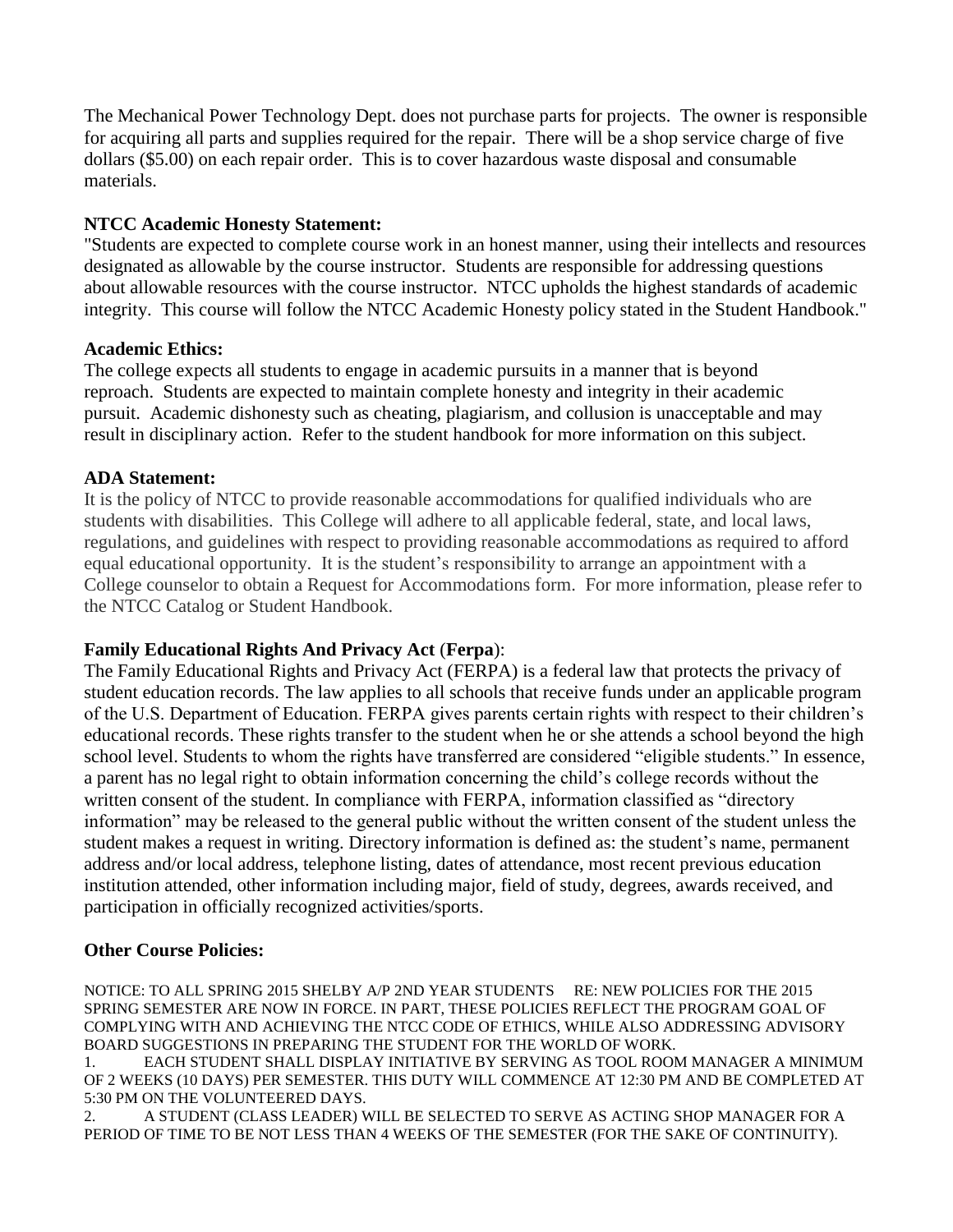The Mechanical Power Technology Dept. does not purchase parts for projects. The owner is responsible for acquiring all parts and supplies required for the repair. There will be a shop service charge of five dollars ($5.00) on each repair order. This is to cover hazardous waste disposal and consumable materials.

**NTCC Academic Honesty Statement:**

"Students are expected to complete course work in an honest manner, using their intellects and resources designated as allowable by the course instructor. Students are responsible for addressing questions about allowable resources with the course instructor. NTCC upholds the highest standards of academic integrity. This course will follow the NTCC Academic Honesty policy stated in the Student Handbook."

**Academic Ethics:**

The college expects all students to engage in academic pursuits in a manner that is beyond reproach. Students are expected to maintain complete honesty and integrity in their academic pursuit. Academic dishonesty such as cheating, plagiarism, and collusion is unacceptable and may result in disciplinary action. Refer to the student handbook for more information on this subject.

**ADA Statement:**

It is the policy of NTCC to provide reasonable accommodations for qualified individuals who are students with disabilities. This College will adhere to all applicable federal, state, and local laws, regulations, and guidelines with respect to providing reasonable accommodations as required to afford equal educational opportunity. It is the student's responsibility to arrange an appointment with a College counselor to obtain a Request for Accommodations form. For more information, please refer to the NTCC Catalog or Student Handbook.

**Family Educational Rights And Privacy Act** (**Ferpa**):

The Family Educational Rights and Privacy Act (FERPA) is a federal law that protects the privacy of student education records. The law applies to all schools that receive funds under an applicable program of the U.S. Department of Education. FERPA gives parents certain rights with respect to their children's educational records. These rights transfer to the student when he or she attends a school beyond the high school level. Students to whom the rights have transferred are considered "eligible students." In essence, a parent has no legal right to obtain information concerning the child's college records without the written consent of the student. In compliance with FERPA, information classified as "directory information" may be released to the general public without the written consent of the student unless the student makes a request in writing. Directory information is defined as: the student's name, permanent address and/or local address, telephone listing, dates of attendance, most recent previous education institution attended, other information including major, field of study, degrees, awards received, and participation in officially recognized activities/sports.

**Other Course Policies:**

NOTICE: TO ALL SPRING 2015 SHELBY A/P 2ND YEAR STUDENTS RE: NEW POLICIES FOR THE 2015 SPRING SEMESTER ARE NOW IN FORCE. IN PART, THESE POLICIES REFLECT THE PROGRAM GOAL OF COMPLYING WITH AND ACHIEVING THE NTCC CODE OF ETHICS, WHILE ALSO ADDRESSING ADVISORY BOARD SUGGESTIONS IN PREPARING THE STUDENT FOR THE WORLD OF WORK.

1. EACH STUDENT SHALL DISPLAY INITIATIVE BY SERVING AS TOOL ROOM MANAGER A MINIMUM OF 2 WEEKS (10 DAYS) PER SEMESTER. THIS DUTY WILL COMMENCE AT 12:30 PM AND BE COMPLETED AT 5:30 PM ON THE VOLUNTEERED DAYS.
2. A STUDENT (CLASS LEADER) WILL BE SELECTED TO SERVE AS ACTING SHOP MANAGER FOR A PERIOD OF TIME TO BE NOT LESS THAN 4 WEEKS OF THE SEMESTER (FOR THE SAKE OF CONTINUITY).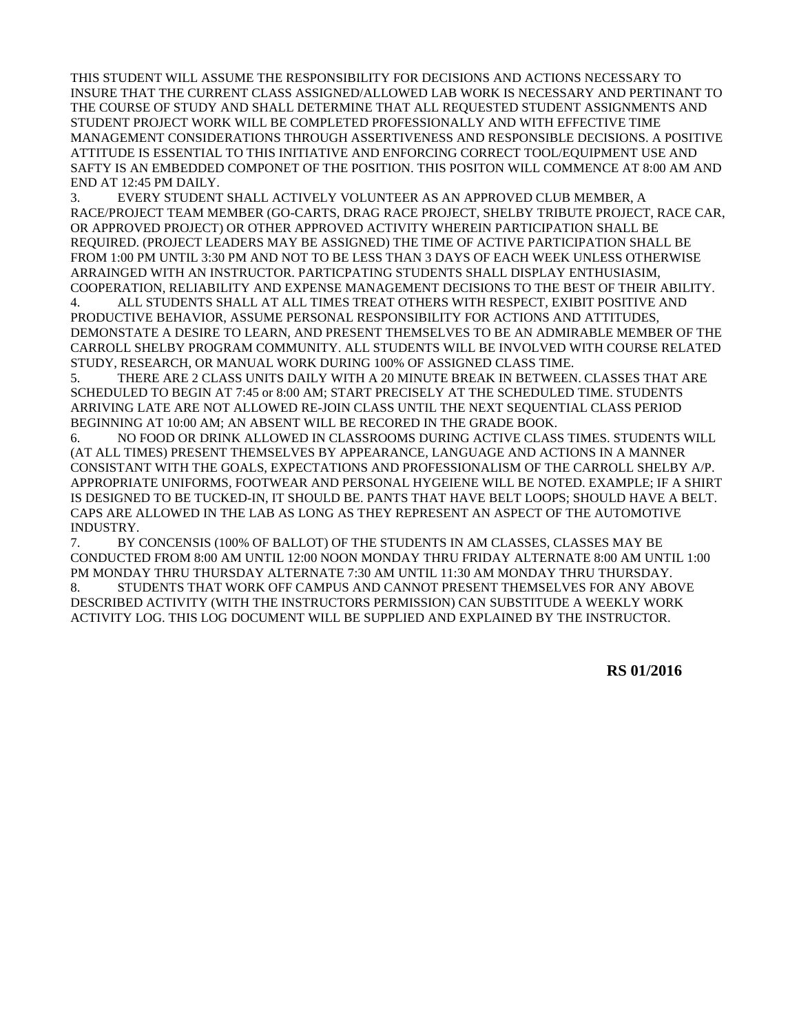THIS STUDENT WILL ASSUME THE RESPONSIBILITY FOR DECISIONS AND ACTIONS NECESSARY TO INSURE THAT THE CURRENT CLASS ASSIGNED/ALLOWED LAB WORK IS NECESSARY AND PERTINANT TO THE COURSE OF STUDY AND SHALL DETERMINE THAT ALL REQUESTED STUDENT ASSIGNMENTS AND STUDENT PROJECT WORK WILL BE COMPLETED PROFESSIONALLY AND WITH EFFECTIVE TIME MANAGEMENT CONSIDERATIONS THROUGH ASSERTIVENESS AND RESPONSIBLE DECISIONS. A POSITIVE ATTITUDE IS ESSENTIAL TO THIS INITIATIVE AND ENFORCING CORRECT TOOL/EQUIPMENT USE AND SAFTY IS AN EMBEDDED COMPONET OF THE POSITION. THIS POSITON WILL COMMENCE AT 8:00 AM AND END AT 12:45 PM DAILY.

3. EVERY STUDENT SHALL ACTIVELY VOLUNTEER AS AN APPROVED CLUB MEMBER, A RACE/PROJECT TEAM MEMBER (GO-CARTS, DRAG RACE PROJECT, SHELBY TRIBUTE PROJECT, RACE CAR, OR APPROVED PROJECT) OR OTHER APPROVED ACTIVITY WHEREIN PARTICIPATION SHALL BE REQUIRED. (PROJECT LEADERS MAY BE ASSIGNED) THE TIME OF ACTIVE PARTICIPATION SHALL BE FROM 1:00 PM UNTIL 3:30 PM AND NOT TO BE LESS THAN 3 DAYS OF EACH WEEK UNLESS OTHERWISE ARRAINGED WITH AN INSTRUCTOR. PARTICPATING STUDENTS SHALL DISPLAY ENTHUSIASIM, COOPERATION, RELIABILITY AND EXPENSE MANAGEMENT DECISIONS TO THE BEST OF THEIR ABILITY.

4. ALL STUDENTS SHALL AT ALL TIMES TREAT OTHERS WITH RESPECT, EXIBIT POSITIVE AND PRODUCTIVE BEHAVIOR, ASSUME PERSONAL RESPONSIBILITY FOR ACTIONS AND ATTITUDES, DEMONSTATE A DESIRE TO LEARN, AND PRESENT THEMSELVES TO BE AN ADMIRABLE MEMBER OF THE CARROLL SHELBY PROGRAM COMMUNITY. ALL STUDENTS WILL BE INVOLVED WITH COURSE RELATED STUDY, RESEARCH, OR MANUAL WORK DURING 100% OF ASSIGNED CLASS TIME.

5. THERE ARE 2 CLASS UNITS DAILY WITH A 20 MINUTE BREAK IN BETWEEN. CLASSES THAT ARE SCHEDULED TO BEGIN AT 7:45 or 8:00 AM; START PRECISELY AT THE SCHEDULED TIME. STUDENTS ARRIVING LATE ARE NOT ALLOWED RE-JOIN CLASS UNTIL THE NEXT SEQUENTIAL CLASS PERIOD BEGINNING AT 10:00 AM; AN ABSENT WILL BE RECORED IN THE GRADE BOOK.

6. NO FOOD OR DRINK ALLOWED IN CLASSROOMS DURING ACTIVE CLASS TIMES. STUDENTS WILL (AT ALL TIMES) PRESENT THEMSELVES BY APPEARANCE, LANGUAGE AND ACTIONS IN A MANNER CONSISTANT WITH THE GOALS, EXPECTATIONS AND PROFESSIONALISM OF THE CARROLL SHELBY A/P. APPROPRIATE UNIFORMS, FOOTWEAR AND PERSONAL HYGEIENE WILL BE NOTED. EXAMPLE; IF A SHIRT IS DESIGNED TO BE TUCKED-IN, IT SHOULD BE. PANTS THAT HAVE BELT LOOPS; SHOULD HAVE A BELT. CAPS ARE ALLOWED IN THE LAB AS LONG AS THEY REPRESENT AN ASPECT OF THE AUTOMOTIVE INDUSTRY.

7. BY CONCENSIS (100% OF BALLOT) OF THE STUDENTS IN AM CLASSES, CLASSES MAY BE CONDUCTED FROM 8:00 AM UNTIL 12:00 NOON MONDAY THRU FRIDAY ALTERNATE 8:00 AM UNTIL 1:00 PM MONDAY THRU THURSDAY ALTERNATE 7:30 AM UNTIL 11:30 AM MONDAY THRU THURSDAY.

8. STUDENTS THAT WORK OFF CAMPUS AND CANNOT PRESENT THEMSELVES FOR ANY ABOVE DESCRIBED ACTIVITY (WITH THE INSTRUCTORS PERMISSION) CAN SUBSTITUDE A WEEKLY WORK ACTIVITY LOG. THIS LOG DOCUMENT WILL BE SUPPLIED AND EXPLAINED BY THE INSTRUCTOR.

**RS 01/2016**